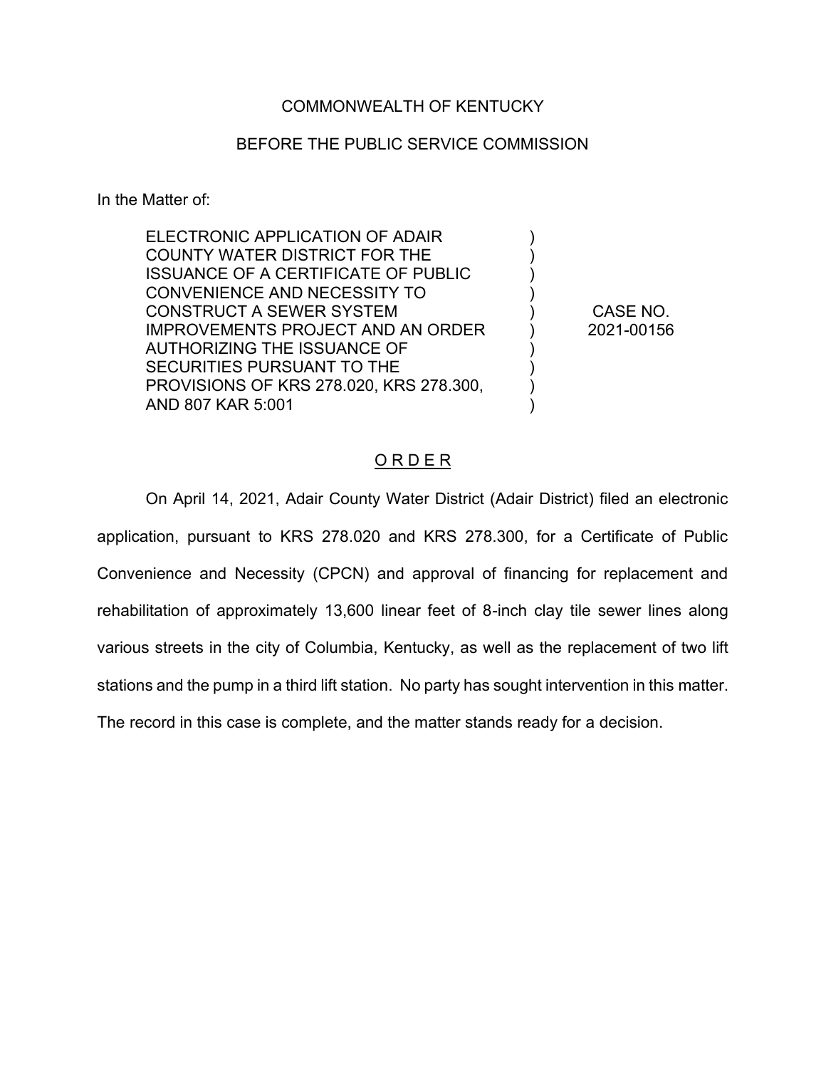COMMONWEALTH OF KENTUCKY

BEFORE THE PUBLIC SERVICE COMMISSION

In the Matter of:

| | | |
|---|---|---|
| ELECTRONIC APPLICATION OF ADAIR COUNTY WATER DISTRICT FOR THE ISSUANCE OF A CERTIFICATE OF PUBLIC CONVENIENCE AND NECESSITY TO CONSTRUCT A SEWER SYSTEM IMPROVEMENTS PROJECT AND AN ORDER AUTHORIZING THE ISSUANCE OF SECURITIES PURSUANT TO THE PROVISIONS OF KRS 278.020, KRS 278.300, AND 807 KAR 5:001 | ) | CASE NO. 2021-00156 |

# O R D E R

On April 14, 2021, Adair County Water District (Adair District) filed an electronic application, pursuant to KRS 278.020 and KRS 278.300, for a Certificate of Public Convenience and Necessity (CPCN) and approval of financing for replacement and rehabilitation of approximately 13,600 linear feet of 8-inch clay tile sewer lines along various streets in the city of Columbia, Kentucky, as well as the replacement of two lift stations and the pump in a third lift station. No party has sought intervention in this matter. The record in this case is complete, and the matter stands ready for a decision.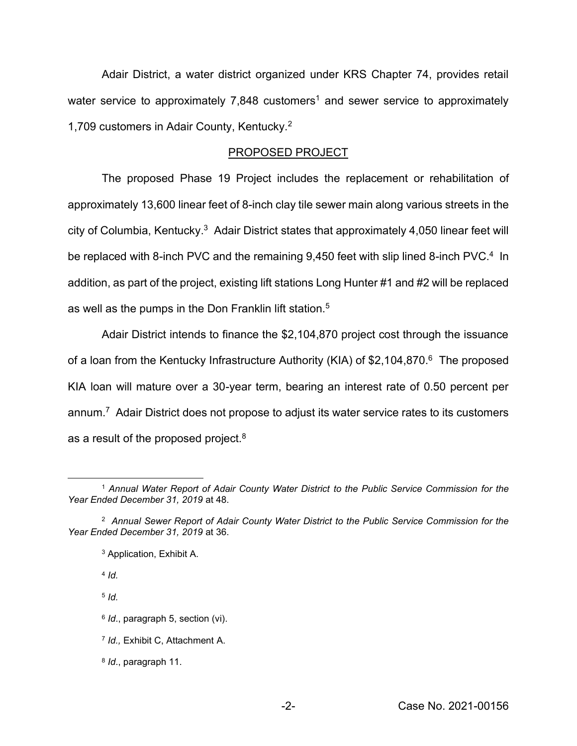Adair District, a water district organized under KRS Chapter 74, provides retail water service to approximately 7,848 customers[1] and sewer service to approximately 1,709 customers in Adair County, Kentucky.[2]

## PROPOSED PROJECT

The proposed Phase 19 Project includes the replacement or rehabilitation of approximately 13,600 linear feet of 8-inch clay tile sewer main along various streets in the city of Columbia, Kentucky.[3] Adair District states that approximately 4,050 linear feet will be replaced with 8-inch PVC and the remaining 9,450 feet with slip lined 8-inch PVC.[4] In addition, as part of the project, existing lift stations Long Hunter #1 and #2 will be replaced as well as the pumps in the Don Franklin lift station.[5]

Adair District intends to finance the $2,104,870 project cost through the issuance of a loan from the Kentucky Infrastructure Authority (KIA) of $2,104,870.[6] The proposed KIA loan will mature over a 30-year term, bearing an interest rate of 0.50 percent per annum.[7] Adair District does not propose to adjust its water service rates to its customers as a result of the proposed project.[8]

---

[1] *Annual Water Report of Adair County Water District to the Public Service Commission for the Year Ended December 31, 2019* at 48.

[2] *Annual Sewer Report of Adair County Water District to the Public Service Commission for the Year Ended December 31, 2019* at 36.

[3] Application, Exhibit A.

[4] *Id.*

[5] *Id.*

[6] *Id*., paragraph 5, section (vi).

[7] *Id.,* Exhibit C, Attachment A.

[8] *Id*., paragraph 11.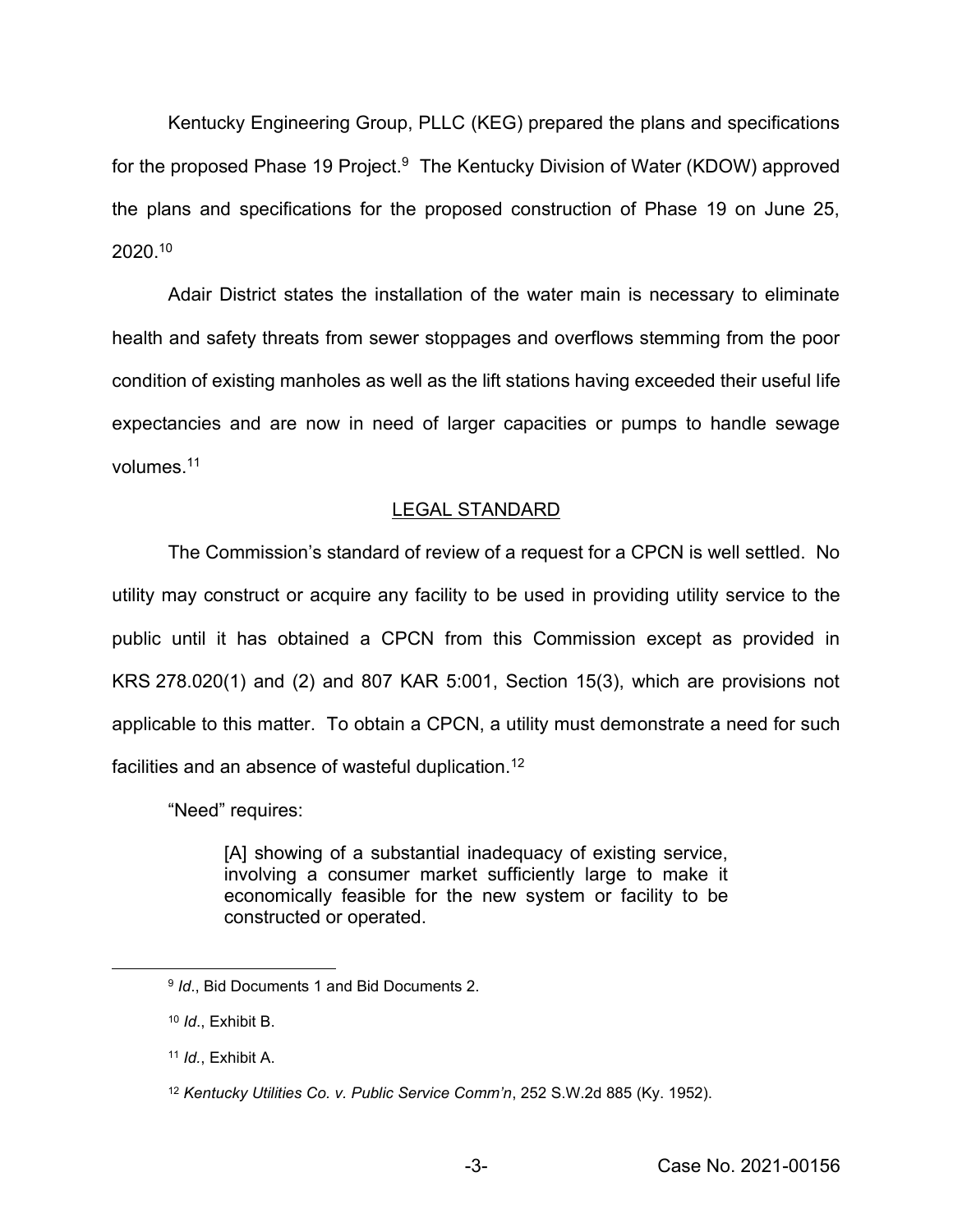Kentucky Engineering Group, PLLC (KEG) prepared the plans and specifications for the proposed Phase 19 Project.[9] The Kentucky Division of Water (KDOW) approved the plans and specifications for the proposed construction of Phase 19 on June 25, 2020.[10]

Adair District states the installation of the water main is necessary to eliminate health and safety threats from sewer stoppages and overflows stemming from the poor condition of existing manholes as well as the lift stations having exceeded their useful life expectancies and are now in need of larger capacities or pumps to handle sewage volumes.[11]

## LEGAL STANDARD

The Commission's standard of review of a request for a CPCN is well settled. No utility may construct or acquire any facility to be used in providing utility service to the public until it has obtained a CPCN from this Commission except as provided in KRS 278.020(1) and (2) and 807 KAR 5:001, Section 15(3), which are provisions not applicable to this matter. To obtain a CPCN, a utility must demonstrate a need for such facilities and an absence of wasteful duplication.[12]

"Need" requires:

> [A] showing of a substantial inadequacy of existing service, involving a consumer market sufficiently large to make it economically feasible for the new system or facility to be constructed or operated.

---

[9] *Id*., Bid Documents 1 and Bid Documents 2.

[10] *Id*., Exhibit B.

[11] *Id*., Exhibit A.

[12] *Kentucky Utilities Co. v. Public Service Comm'n*, 252 S.W.2d 885 (Ky. 1952).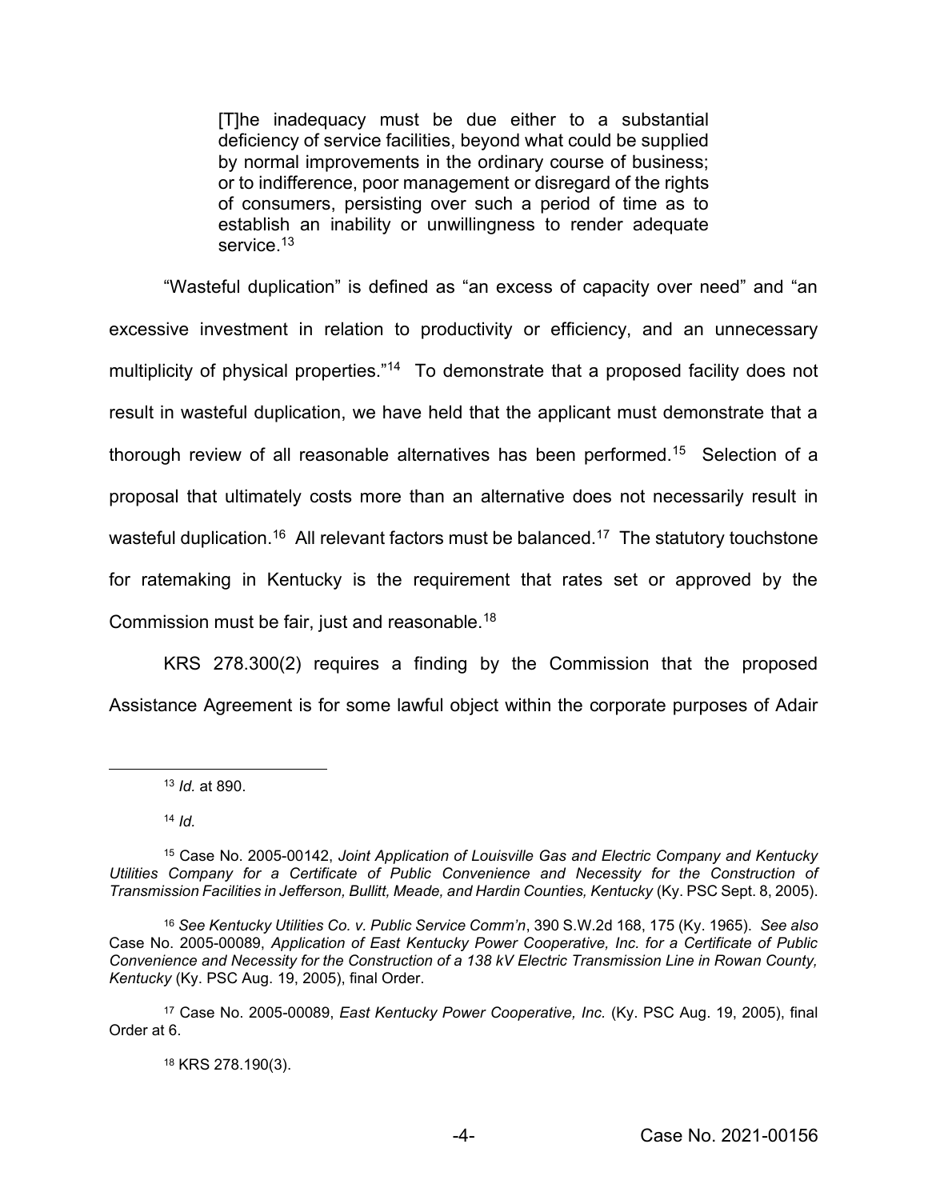> [T]he inadequacy must be due either to a substantial deficiency of service facilities, beyond what could be supplied by normal improvements in the ordinary course of business; or to indifference, poor management or disregard of the rights of consumers, persisting over such a period of time as to establish an inability or unwillingness to render adequate service.[13]

"Wasteful duplication" is defined as "an excess of capacity over need" and "an excessive investment in relation to productivity or efficiency, and an unnecessary multiplicity of physical properties."[14] To demonstrate that a proposed facility does not result in wasteful duplication, we have held that the applicant must demonstrate that a thorough review of all reasonable alternatives has been performed.[15] Selection of a proposal that ultimately costs more than an alternative does not necessarily result in wasteful duplication.[16] All relevant factors must be balanced.[17] The statutory touchstone for ratemaking in Kentucky is the requirement that rates set or approved by the Commission must be fair, just and reasonable.[18]

KRS 278.300(2) requires a finding by the Commission that the proposed Assistance Agreement is for some lawful object within the corporate purposes of Adair

---

[13] *Id.* at 890.

[14] *Id.*

[15] Case No. 2005-00142, *Joint Application of Louisville Gas and Electric Company and Kentucky Utilities Company for a Certificate of Public Convenience and Necessity for the Construction of Transmission Facilities in Jefferson, Bullitt, Meade, and Hardin Counties, Kentucky* (Ky. PSC Sept. 8, 2005).

[16] *See Kentucky Utilities Co. v. Public Service Comm'n*, 390 S.W.2d 168, 175 (Ky. 1965). *See also* Case No. 2005-00089, *Application of East Kentucky Power Cooperative, Inc. for a Certificate of Public Convenience and Necessity for the Construction of a 138 kV Electric Transmission Line in Rowan County, Kentucky* (Ky. PSC Aug. 19, 2005), final Order.

[17] Case No. 2005-00089, *East Kentucky Power Cooperative, Inc.* (Ky. PSC Aug. 19, 2005), final Order at 6.

[18] KRS 278.190(3).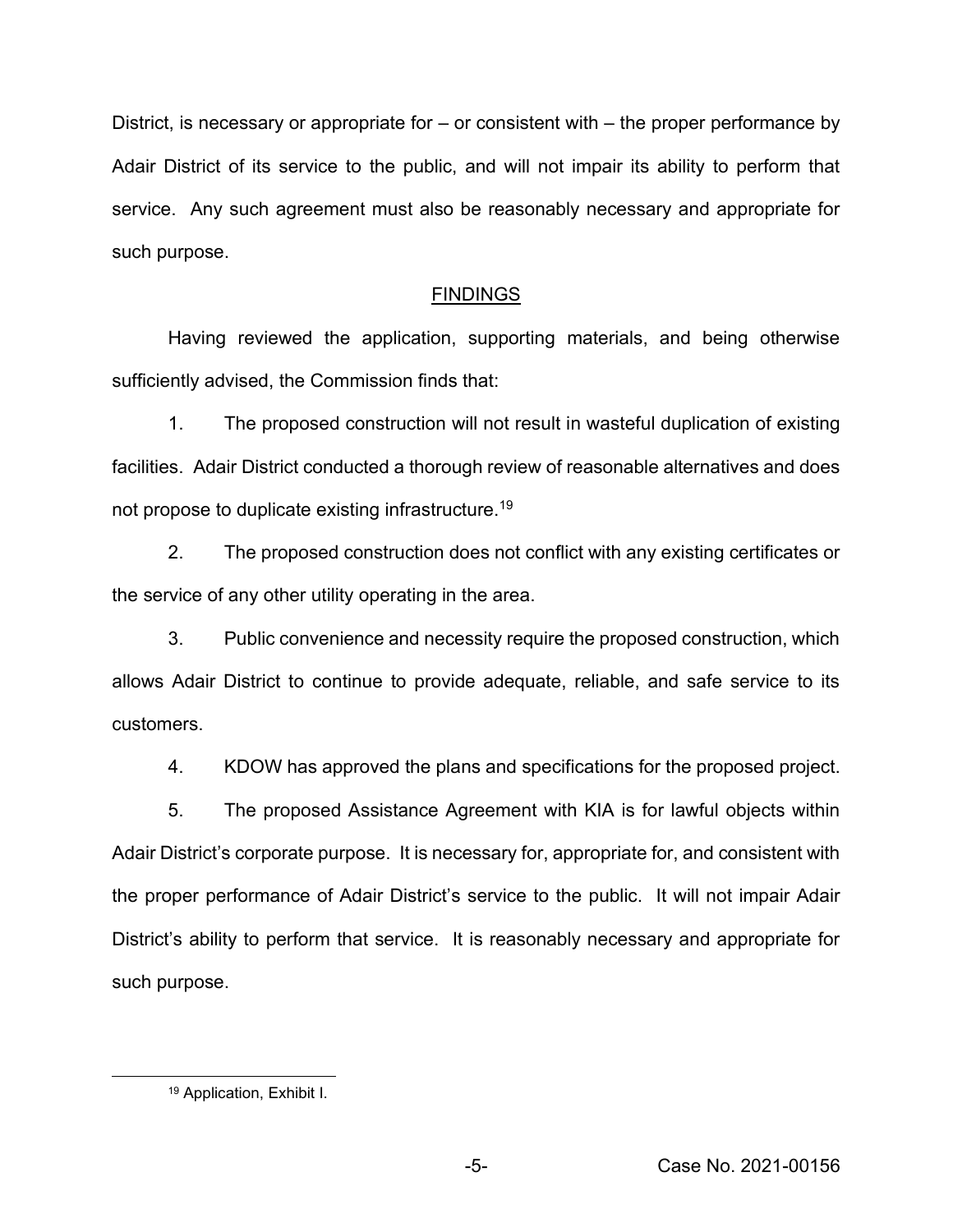District, is necessary or appropriate for – or consistent with – the proper performance by Adair District of its service to the public, and will not impair its ability to perform that service. Any such agreement must also be reasonably necessary and appropriate for such purpose.

## FINDINGS

Having reviewed the application, supporting materials, and being otherwise sufficiently advised, the Commission finds that:

1. The proposed construction will not result in wasteful duplication of existing facilities. Adair District conducted a thorough review of reasonable alternatives and does not propose to duplicate existing infrastructure.[19]

2. The proposed construction does not conflict with any existing certificates or the service of any other utility operating in the area.

3. Public convenience and necessity require the proposed construction, which allows Adair District to continue to provide adequate, reliable, and safe service to its customers.

4. KDOW has approved the plans and specifications for the proposed project.

5. The proposed Assistance Agreement with KIA is for lawful objects within Adair District's corporate purpose. It is necessary for, appropriate for, and consistent with the proper performance of Adair District's service to the public. It will not impair Adair District's ability to perform that service. It is reasonably necessary and appropriate for such purpose.

---

[19] Application, Exhibit I.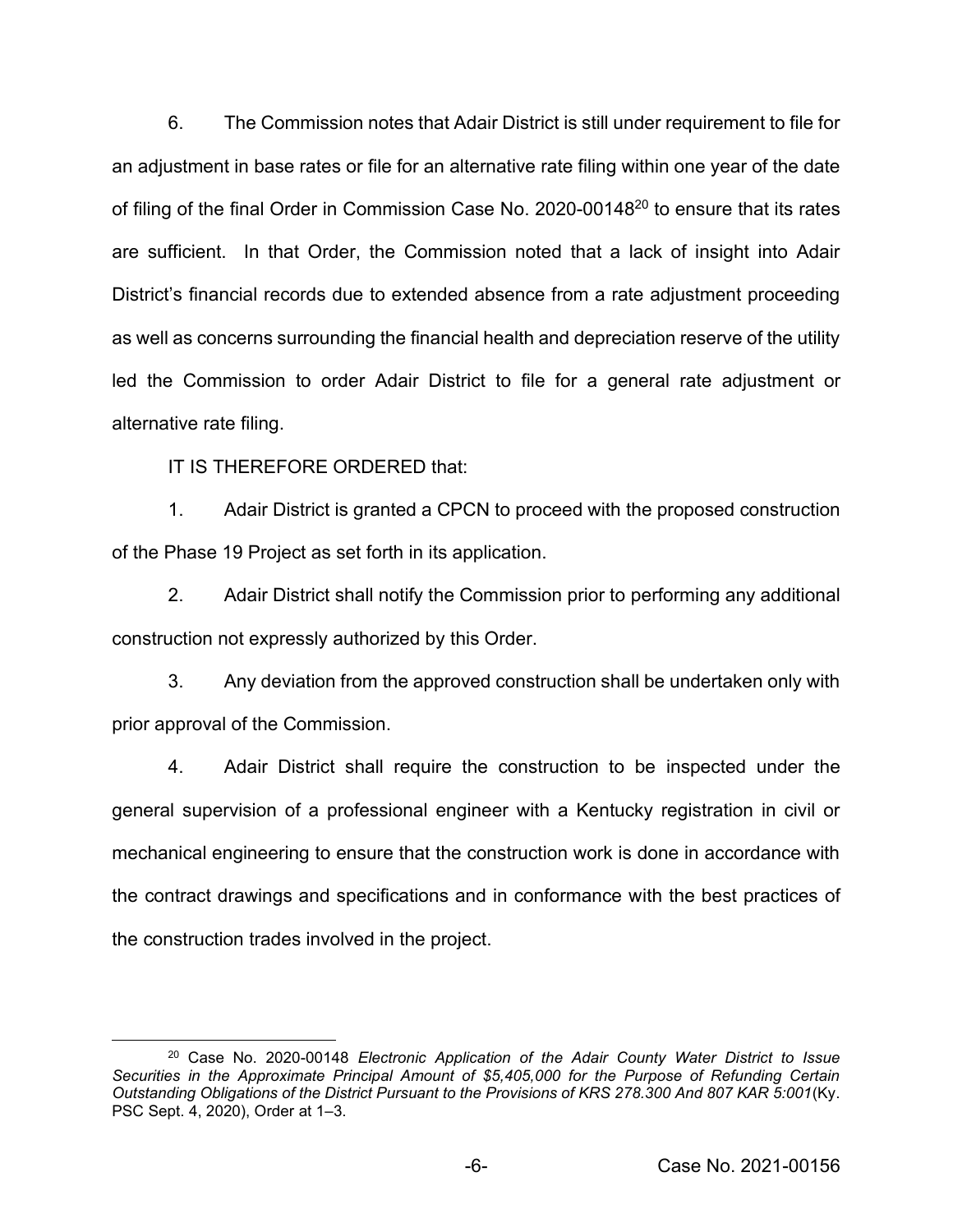6. The Commission notes that Adair District is still under requirement to file for an adjustment in base rates or file for an alternative rate filing within one year of the date of filing of the final Order in Commission Case No. 2020-00148[20] to ensure that its rates are sufficient. In that Order, the Commission noted that a lack of insight into Adair District's financial records due to extended absence from a rate adjustment proceeding as well as concerns surrounding the financial health and depreciation reserve of the utility led the Commission to order Adair District to file for a general rate adjustment or alternative rate filing.

IT IS THEREFORE ORDERED that:

1. Adair District is granted a CPCN to proceed with the proposed construction of the Phase 19 Project as set forth in its application.

2. Adair District shall notify the Commission prior to performing any additional construction not expressly authorized by this Order.

3. Any deviation from the approved construction shall be undertaken only with prior approval of the Commission.

4. Adair District shall require the construction to be inspected under the general supervision of a professional engineer with a Kentucky registration in civil or mechanical engineering to ensure that the construction work is done in accordance with the contract drawings and specifications and in conformance with the best practices of the construction trades involved in the project.

---

[20] Case No. 2020-00148 *Electronic Application of the Adair County Water District to Issue Securities in the Approximate Principal Amount of $5,405,000 for the Purpose of Refunding Certain Outstanding Obligations of the District Pursuant to the Provisions of KRS 278.300 And 807 KAR 5:001*(Ky. PSC Sept. 4, 2020), Order at 1–3.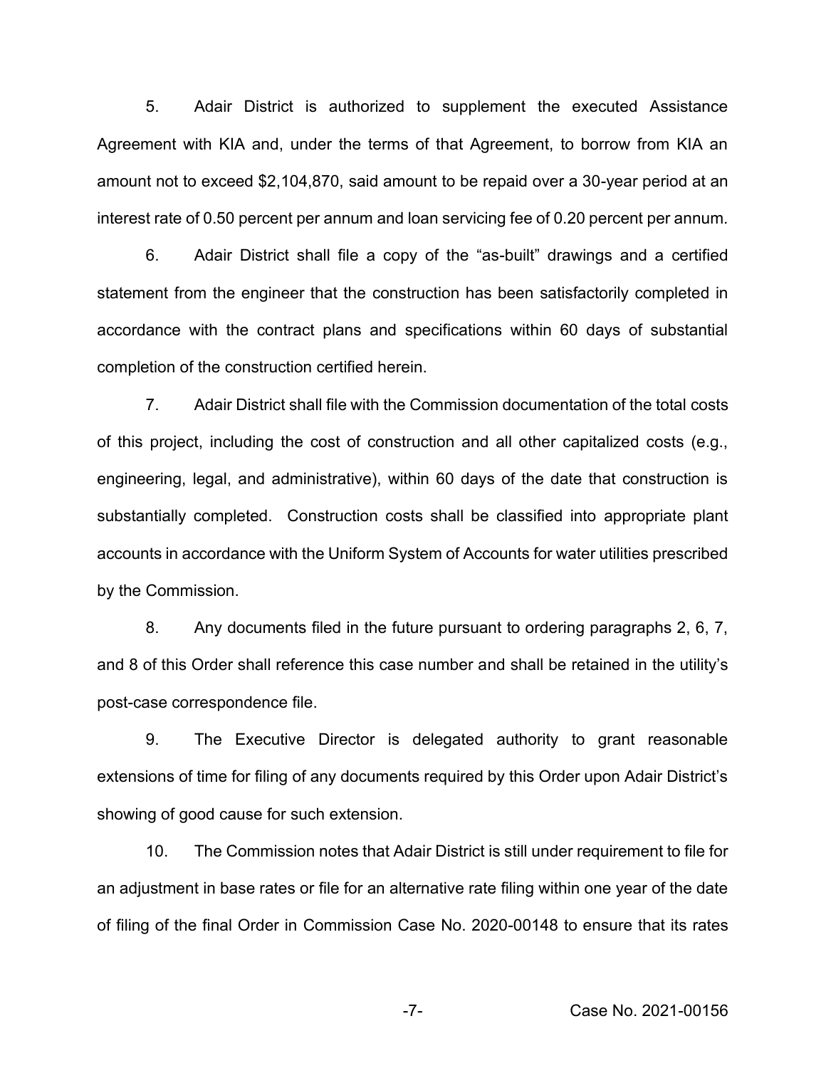5. Adair District is authorized to supplement the executed Assistance Agreement with KIA and, under the terms of that Agreement, to borrow from KIA an amount not to exceed $2,104,870, said amount to be repaid over a 30-year period at an interest rate of 0.50 percent per annum and loan servicing fee of 0.20 percent per annum.

6. Adair District shall file a copy of the "as-built" drawings and a certified statement from the engineer that the construction has been satisfactorily completed in accordance with the contract plans and specifications within 60 days of substantial completion of the construction certified herein.

7. Adair District shall file with the Commission documentation of the total costs of this project, including the cost of construction and all other capitalized costs (e.g., engineering, legal, and administrative), within 60 days of the date that construction is substantially completed. Construction costs shall be classified into appropriate plant accounts in accordance with the Uniform System of Accounts for water utilities prescribed by the Commission.

8. Any documents filed in the future pursuant to ordering paragraphs 2, 6, 7, and 8 of this Order shall reference this case number and shall be retained in the utility's post-case correspondence file.

9. The Executive Director is delegated authority to grant reasonable extensions of time for filing of any documents required by this Order upon Adair District's showing of good cause for such extension.

10. The Commission notes that Adair District is still under requirement to file for an adjustment in base rates or file for an alternative rate filing within one year of the date of filing of the final Order in Commission Case No. 2020-00148 to ensure that its rates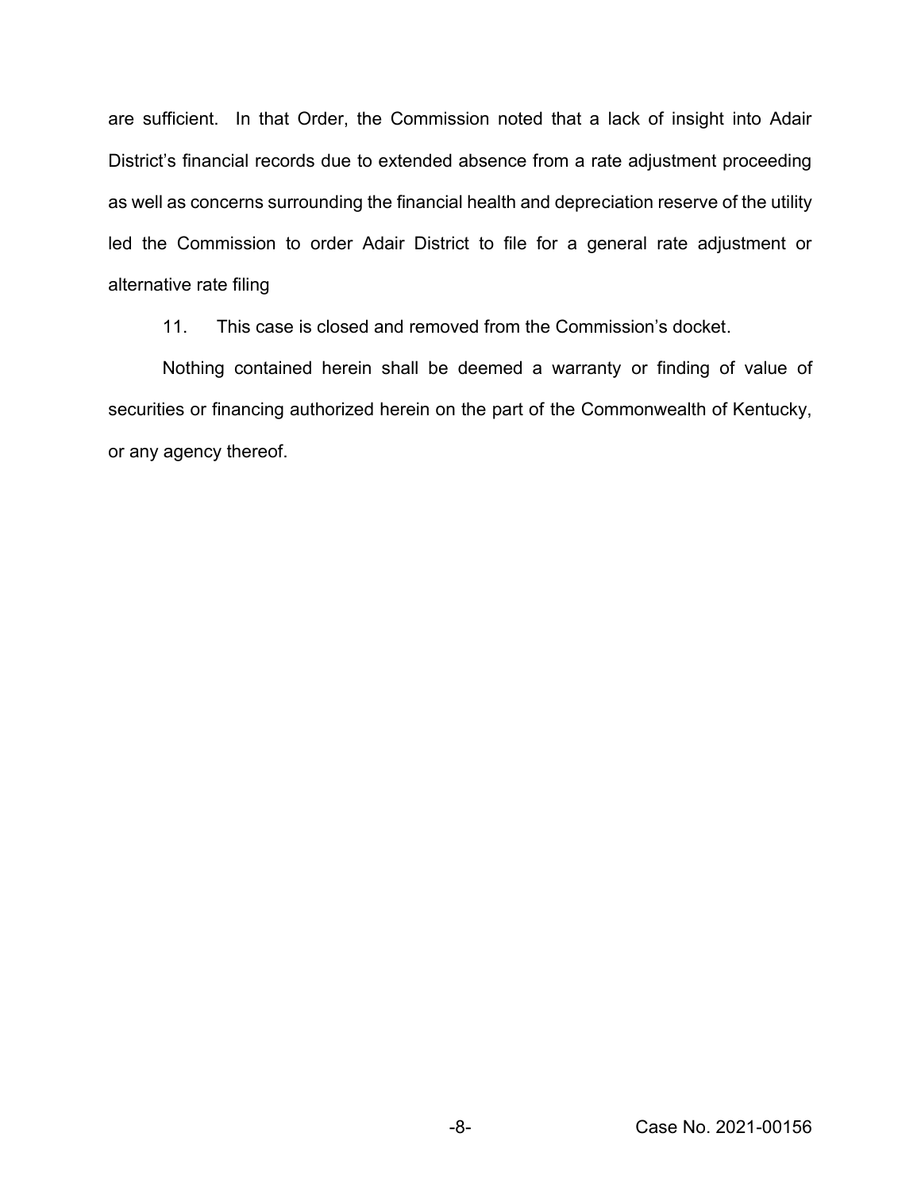are sufficient. In that Order, the Commission noted that a lack of insight into Adair District's financial records due to extended absence from a rate adjustment proceeding as well as concerns surrounding the financial health and depreciation reserve of the utility led the Commission to order Adair District to file for a general rate adjustment or alternative rate filing

11. This case is closed and removed from the Commission's docket.

Nothing contained herein shall be deemed a warranty or finding of value of securities or financing authorized herein on the part of the Commonwealth of Kentucky, or any agency thereof.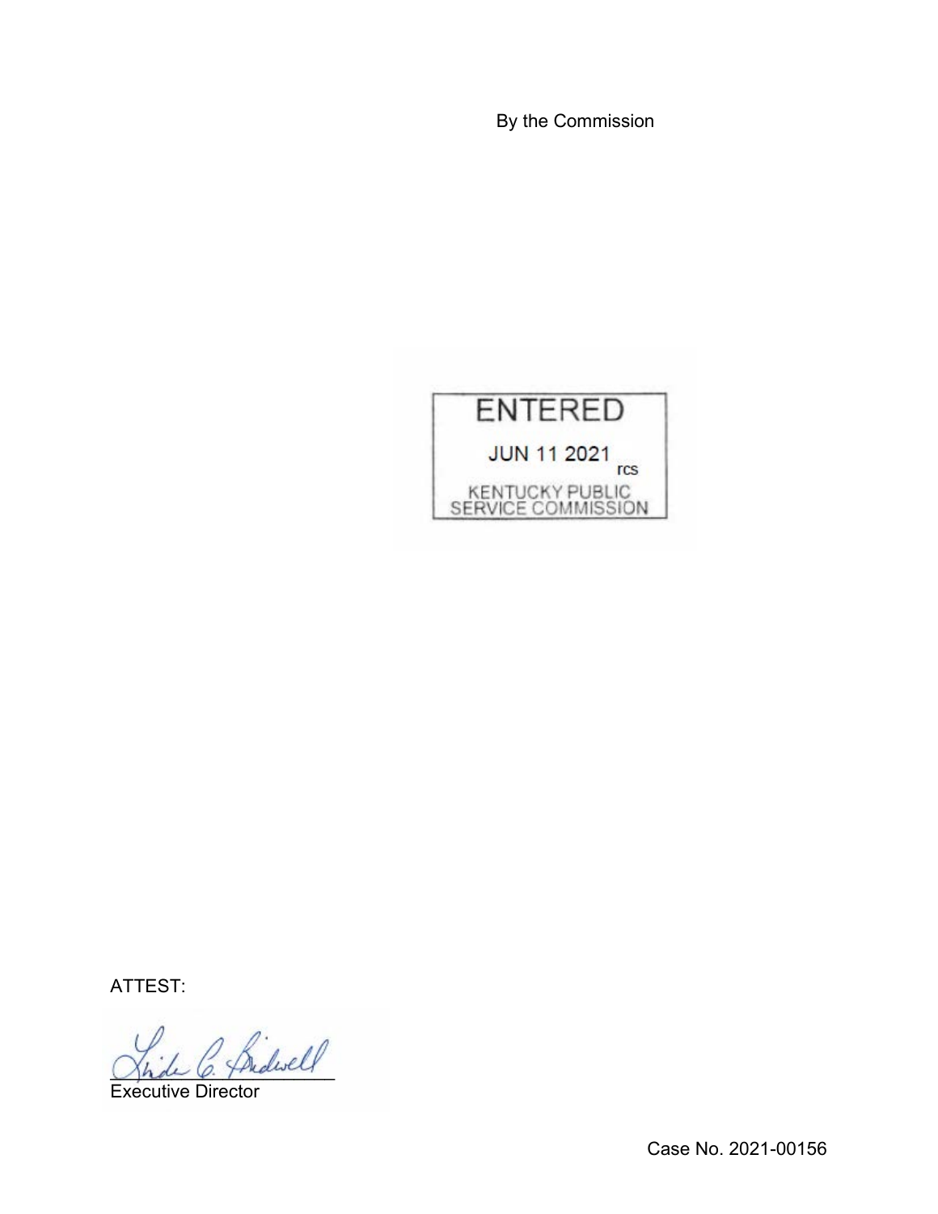By the Commission

ENTERED

JUN 11 2021

rcs

KENTUCKY PUBLIC SERVICE COMMISSION

ATTEST:

Executive Director

Case No. 2021-00156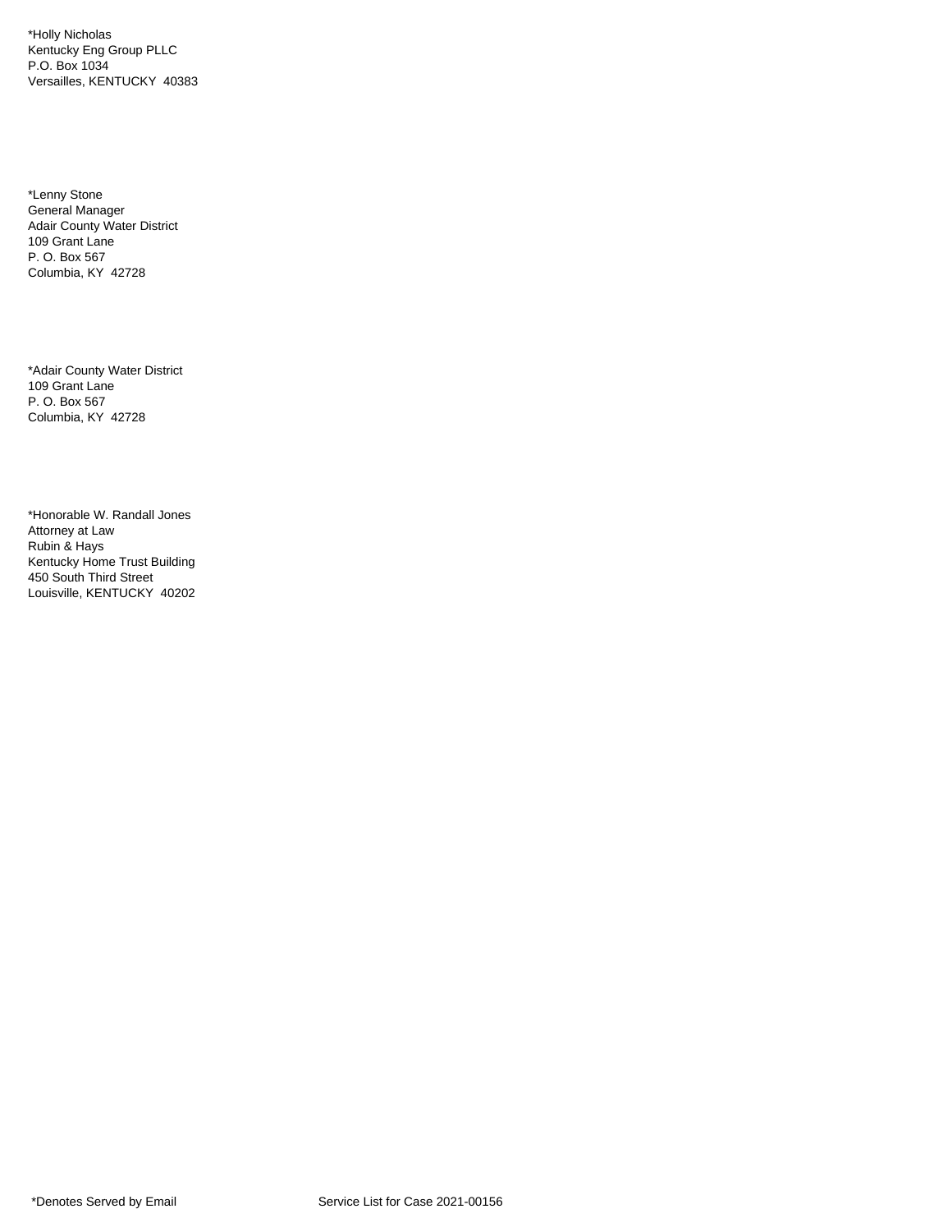*Holly Nicholas
Kentucky Eng Group PLLC
P.O. Box 1034
Versailles, KENTUCKY 40383

*Lenny Stone
General Manager
Adair County Water District
109 Grant Lane
P. O. Box 567
Columbia, KY 42728

*Adair County Water District
109 Grant Lane
P. O. Box 567
Columbia, KY 42728

*Honorable W. Randall Jones
Attorney at Law
Rubin & Hays
Kentucky Home Trust Building
450 South Third Street
Louisville, KENTUCKY 40202

*Denotes Served by Email

Service List for Case 2021-00156